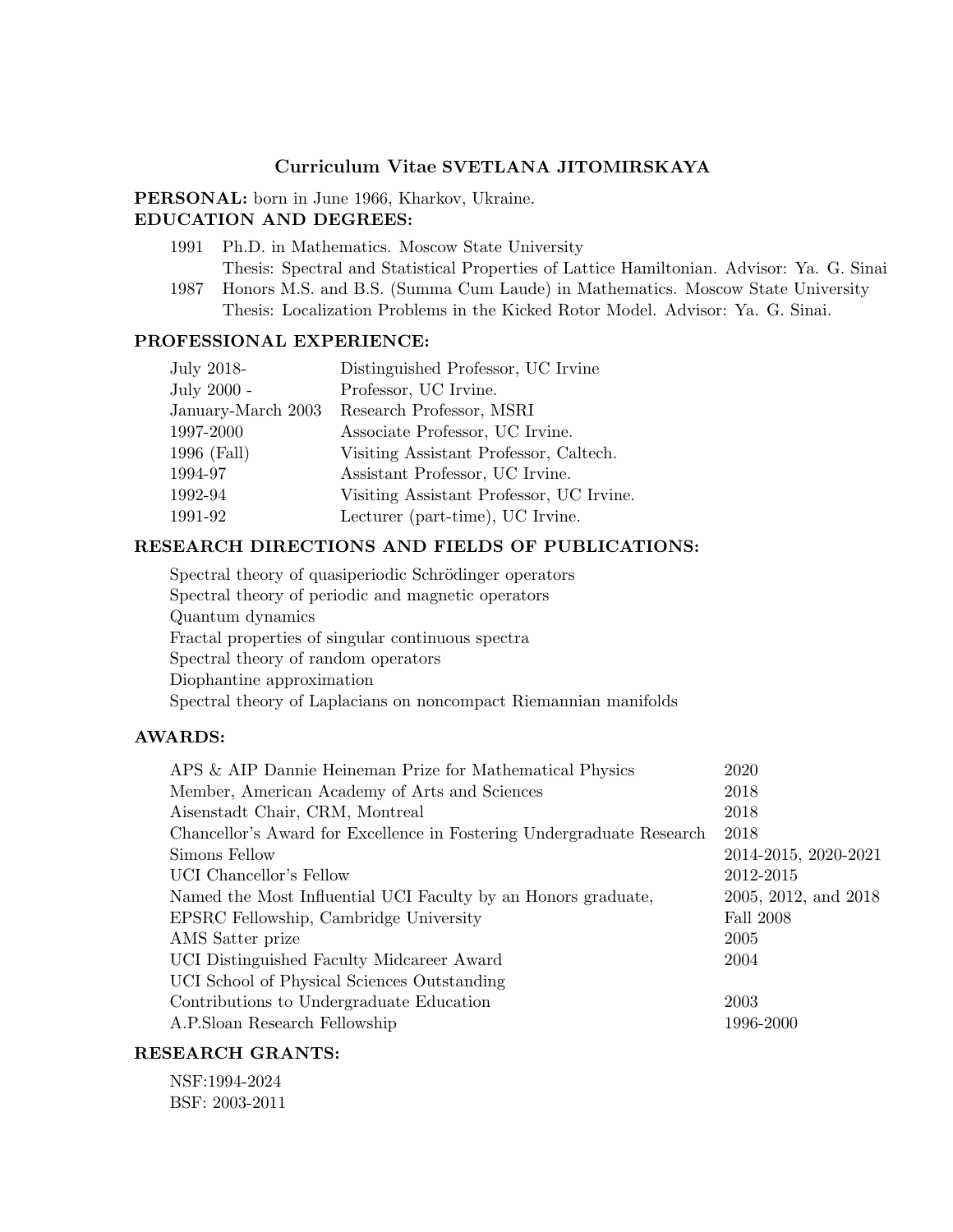# Curriculum Vitae SVETLANA JITOMIRSKAYA

**PERSONAL:** born in June 1966, Kharkov, Ukraine.

## EDUCATION AND DEGREES:

1991 Ph.D. in Mathematics. Moscow State University
Thesis: Spectral and Statistical Properties of Lattice Hamiltonian. Advisor: Ya. G. Sinai

1987 Honors M.S. and B.S. (Summa Cum Laude) in Mathematics. Moscow State University
Thesis: Localization Problems in the Kicked Rotor Model. Advisor: Ya. G. Sinai.

## PROFESSIONAL EXPERIENCE:

| | |
|---|---|
| July 2018- | Distinguished Professor, UC Irvine |
| July 2000 - | Professor, UC Irvine. |
| January-March 2003 | Research Professor, MSRI |
| 1997-2000 | Associate Professor, UC Irvine. |
| 1996 (Fall) | Visiting Assistant Professor, Caltech. |
| 1994-97 | Assistant Professor, UC Irvine. |
| 1992-94 | Visiting Assistant Professor, UC Irvine. |
| 1991-92 | Lecturer (part-time), UC Irvine. |

## RESEARCH DIRECTIONS AND FIELDS OF PUBLICATIONS:

Spectral theory of quasiperiodic Schrödinger operators
Spectral theory of periodic and magnetic operators
Quantum dynamics
Fractal properties of singular continuous spectra
Spectral theory of random operators
Diophantine approximation
Spectral theory of Laplacians on noncompact Riemannian manifolds

## AWARDS:

| | |
|---|---|
| APS & AIP Dannie Heineman Prize for Mathematical Physics | 2020 |
| Member, American Academy of Arts and Sciences | 2018 |
| Aisenstadt Chair, CRM, Montreal | 2018 |
| Chancellor's Award for Excellence in Fostering Undergraduate Research | 2018 |
| Simons Fellow | 2014-2015, 2020-2021 |
| UCI Chancellor's Fellow | 2012-2015 |
| Named the Most Influential UCI Faculty by an Honors graduate, | 2005, 2012, and 2018 |
| EPSRC Fellowship, Cambridge University | Fall 2008 |
| AMS Satter prize | 2005 |
| UCI Distinguished Faculty Midcareer Award | 2004 |
| UCI School of Physical Sciences Outstanding Contributions to Undergraduate Education | 2003 |
| A.P.Sloan Research Fellowship | 1996-2000 |

## RESEARCH GRANTS:

NSF:1994-2024
BSF: 2003-2011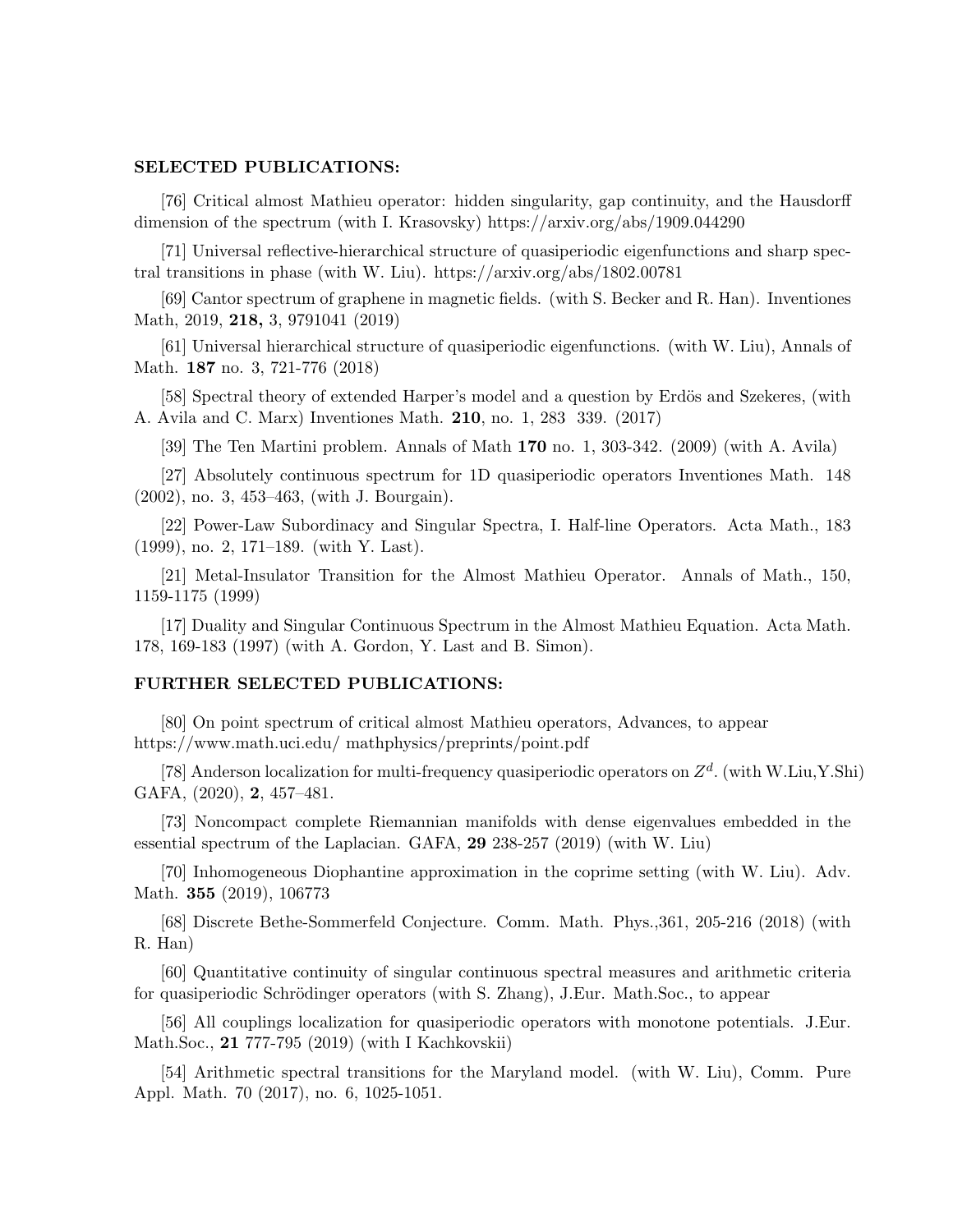**SELECTED PUBLICATIONS:**

[76] Critical almost Mathieu operator: hidden singularity, gap continuity, and the Hausdorff dimension of the spectrum (with I. Krasovsky) https://arxiv.org/abs/1909.044290

[71] Universal reflective-hierarchical structure of quasiperiodic eigenfunctions and sharp spectral transitions in phase (with W. Liu). https://arxiv.org/abs/1802.00781

[69] Cantor spectrum of graphene in magnetic fields. (with S. Becker and R. Han). Inventiones Math, 2019, **218,** 3, 9791041 (2019)

[61] Universal hierarchical structure of quasiperiodic eigenfunctions. (with W. Liu), Annals of Math. **187** no. 3, 721-776 (2018)

[58] Spectral theory of extended Harper's model and a question by Erdös and Szekeres, (with A. Avila and C. Marx) Inventiones Math. **210**, no. 1, 283 339. (2017)

[39] The Ten Martini problem. Annals of Math **170** no. 1, 303-342. (2009) (with A. Avila)

[27] Absolutely continuous spectrum for 1D quasiperiodic operators Inventiones Math. 148 (2002), no. 3, 453–463, (with J. Bourgain).

[22] Power-Law Subordinacy and Singular Spectra, I. Half-line Operators. Acta Math., 183 (1999), no. 2, 171–189. (with Y. Last).

[21] Metal-Insulator Transition for the Almost Mathieu Operator. Annals of Math., 150, 1159-1175 (1999)

[17] Duality and Singular Continuous Spectrum in the Almost Mathieu Equation. Acta Math. 178, 169-183 (1997) (with A. Gordon, Y. Last and B. Simon).

**FURTHER SELECTED PUBLICATIONS:**

[80] On point spectrum of critical almost Mathieu operators, Advances, to appear https://www.math.uci.edu/ mathphysics/preprints/point.pdf

[78] Anderson localization for multi-frequency quasiperiodic operators on $Z^d$. (with W.Liu,Y.Shi) GAFA, (2020), **2**, 457–481.

[73] Noncompact complete Riemannian manifolds with dense eigenvalues embedded in the essential spectrum of the Laplacian. GAFA, **29** 238-257 (2019) (with W. Liu)

[70] Inhomogeneous Diophantine approximation in the coprime setting (with W. Liu). Adv. Math. **355** (2019), 106773

[68] Discrete Bethe-Sommerfeld Conjecture. Comm. Math. Phys.,361, 205-216 (2018) (with R. Han)

[60] Quantitative continuity of singular continuous spectral measures and arithmetic criteria for quasiperiodic Schrödinger operators (with S. Zhang), J.Eur. Math.Soc., to appear

[56] All couplings localization for quasiperiodic operators with monotone potentials. J.Eur. Math.Soc., **21** 777-795 (2019) (with I Kachkovskii)

[54] Arithmetic spectral transitions for the Maryland model. (with W. Liu), Comm. Pure Appl. Math. 70 (2017), no. 6, 1025-1051.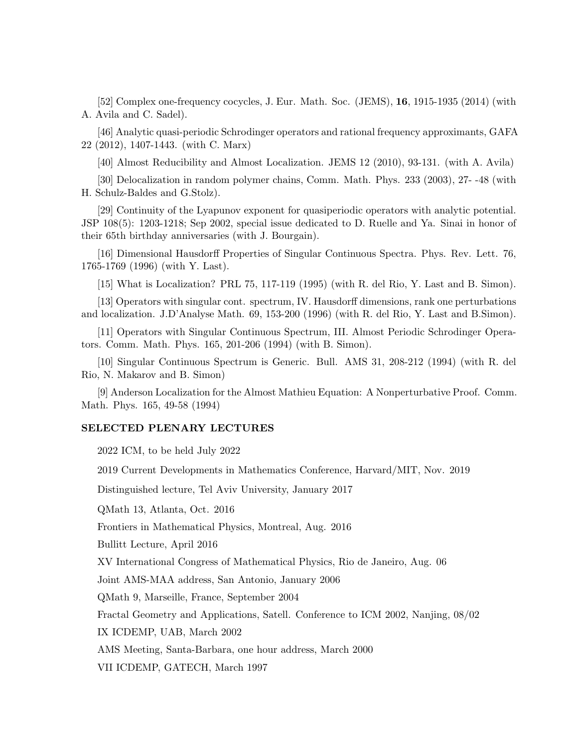[52] Complex one-frequency cocycles, J. Eur. Math. Soc. (JEMS), **16**, 1915-1935 (2014) (with A. Avila and C. Sadel).

[46] Analytic quasi-periodic Schrodinger operators and rational frequency approximants, GAFA 22 (2012), 1407-1443. (with C. Marx)

[40] Almost Reducibility and Almost Localization. JEMS 12 (2010), 93-131. (with A. Avila)

[30] Delocalization in random polymer chains, Comm. Math. Phys. 233 (2003), 27- -48 (with H. Schulz-Baldes and G.Stolz).

[29] Continuity of the Lyapunov exponent for quasiperiodic operators with analytic potential. JSP 108(5): 1203-1218; Sep 2002, special issue dedicated to D. Ruelle and Ya. Sinai in honor of their 65th birthday anniversaries (with J. Bourgain).

[16] Dimensional Hausdorff Properties of Singular Continuous Spectra. Phys. Rev. Lett. 76, 1765-1769 (1996) (with Y. Last).

[15] What is Localization? PRL 75, 117-119 (1995) (with R. del Rio, Y. Last and B. Simon).

[13] Operators with singular cont. spectrum, IV. Hausdorff dimensions, rank one perturbations and localization. J.D'Analyse Math. 69, 153-200 (1996) (with R. del Rio, Y. Last and B.Simon).

[11] Operators with Singular Continuous Spectrum, III. Almost Periodic Schrodinger Operators. Comm. Math. Phys. 165, 201-206 (1994) (with B. Simon).

[10] Singular Continuous Spectrum is Generic. Bull. AMS 31, 208-212 (1994) (with R. del Rio, N. Makarov and B. Simon)

[9] Anderson Localization for the Almost Mathieu Equation: A Nonperturbative Proof. Comm. Math. Phys. 165, 49-58 (1994)

## SELECTED PLENARY LECTURES

2022 ICM, to be held July 2022

2019 Current Developments in Mathematics Conference, Harvard/MIT, Nov. 2019

Distinguished lecture, Tel Aviv University, January 2017

QMath 13, Atlanta, Oct. 2016

Frontiers in Mathematical Physics, Montreal, Aug. 2016

Bullitt Lecture, April 2016

XV International Congress of Mathematical Physics, Rio de Janeiro, Aug. 06

Joint AMS-MAA address, San Antonio, January 2006

QMath 9, Marseille, France, September 2004

Fractal Geometry and Applications, Satell. Conference to ICM 2002, Nanjing, 08/02

IX ICDEMP, UAB, March 2002

AMS Meeting, Santa-Barbara, one hour address, March 2000

VII ICDEMP, GATECH, March 1997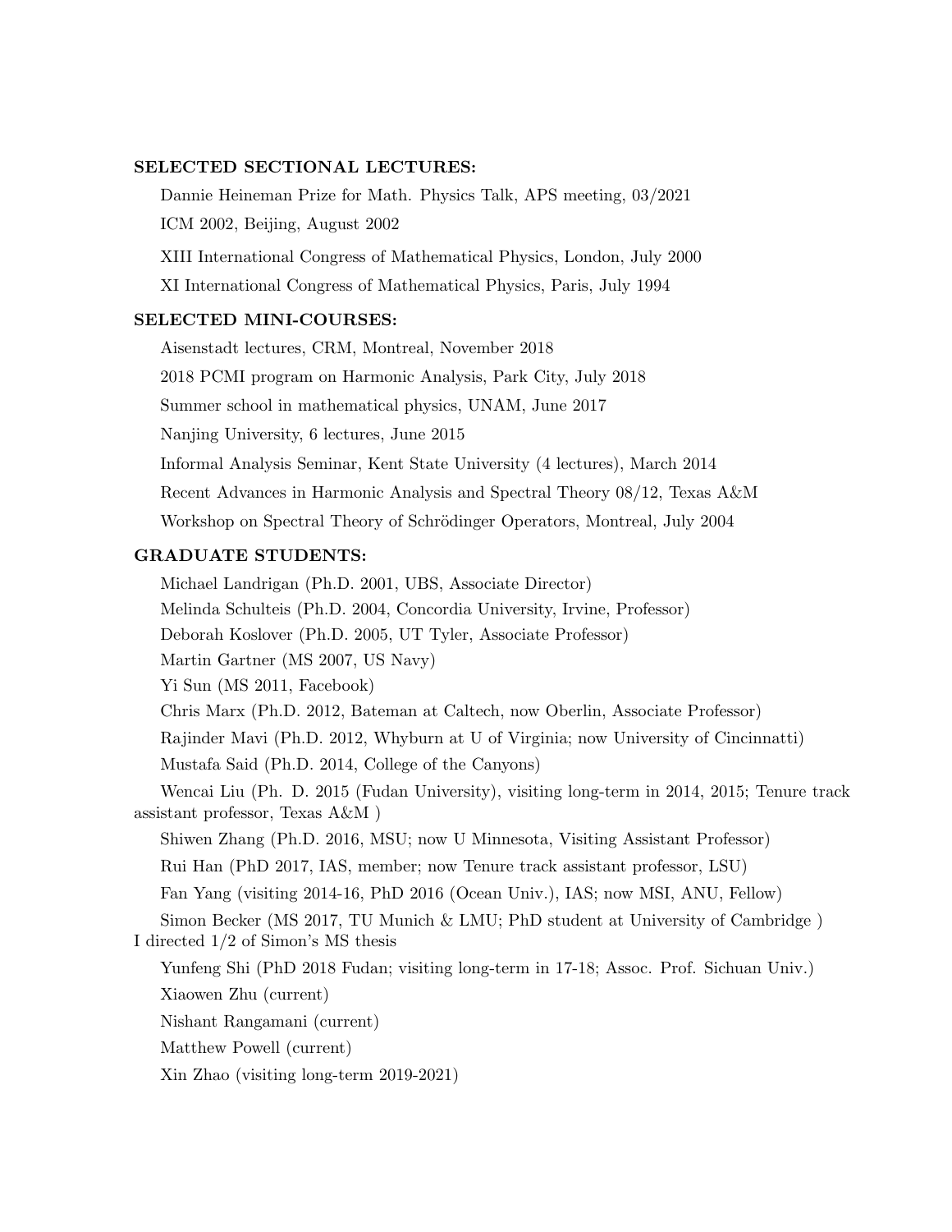**SELECTED SECTIONAL LECTURES:**

Dannie Heineman Prize for Math. Physics Talk, APS meeting, 03/2021

ICM 2002, Beijing, August 2002

XIII International Congress of Mathematical Physics, London, July 2000

XI International Congress of Mathematical Physics, Paris, July 1994

**SELECTED MINI-COURSES:**

Aisenstadt lectures, CRM, Montreal, November 2018

2018 PCMI program on Harmonic Analysis, Park City, July 2018

Summer school in mathematical physics, UNAM, June 2017

Nanjing University, 6 lectures, June 2015

Informal Analysis Seminar, Kent State University (4 lectures), March 2014

Recent Advances in Harmonic Analysis and Spectral Theory 08/12, Texas A&M

Workshop on Spectral Theory of Schrödinger Operators, Montreal, July 2004

**GRADUATE STUDENTS:**

Michael Landrigan (Ph.D. 2001, UBS, Associate Director)

Melinda Schulteis (Ph.D. 2004, Concordia University, Irvine, Professor)

Deborah Koslover (Ph.D. 2005, UT Tyler, Associate Professor)

Martin Gartner (MS 2007, US Navy)

Yi Sun (MS 2011, Facebook)

Chris Marx (Ph.D. 2012, Bateman at Caltech, now Oberlin, Associate Professor)

Rajinder Mavi (Ph.D. 2012, Whyburn at U of Virginia; now University of Cincinnatti)

Mustafa Said (Ph.D. 2014, College of the Canyons)

Wencai Liu (Ph. D. 2015 (Fudan University), visiting long-term in 2014, 2015; Tenure track assistant professor, Texas A&M )

Shiwen Zhang (Ph.D. 2016, MSU; now U Minnesota, Visiting Assistant Professor)

Rui Han (PhD 2017, IAS, member; now Tenure track assistant professor, LSU)

Fan Yang (visiting 2014-16, PhD 2016 (Ocean Univ.), IAS; now MSI, ANU, Fellow)

Simon Becker (MS 2017, TU Munich & LMU; PhD student at University of Cambridge ) I directed 1/2 of Simon's MS thesis

Yunfeng Shi (PhD 2018 Fudan; visiting long-term in 17-18; Assoc. Prof. Sichuan Univ.)

Xiaowen Zhu (current)

Nishant Rangamani (current)

Matthew Powell (current)

Xin Zhao (visiting long-term 2019-2021)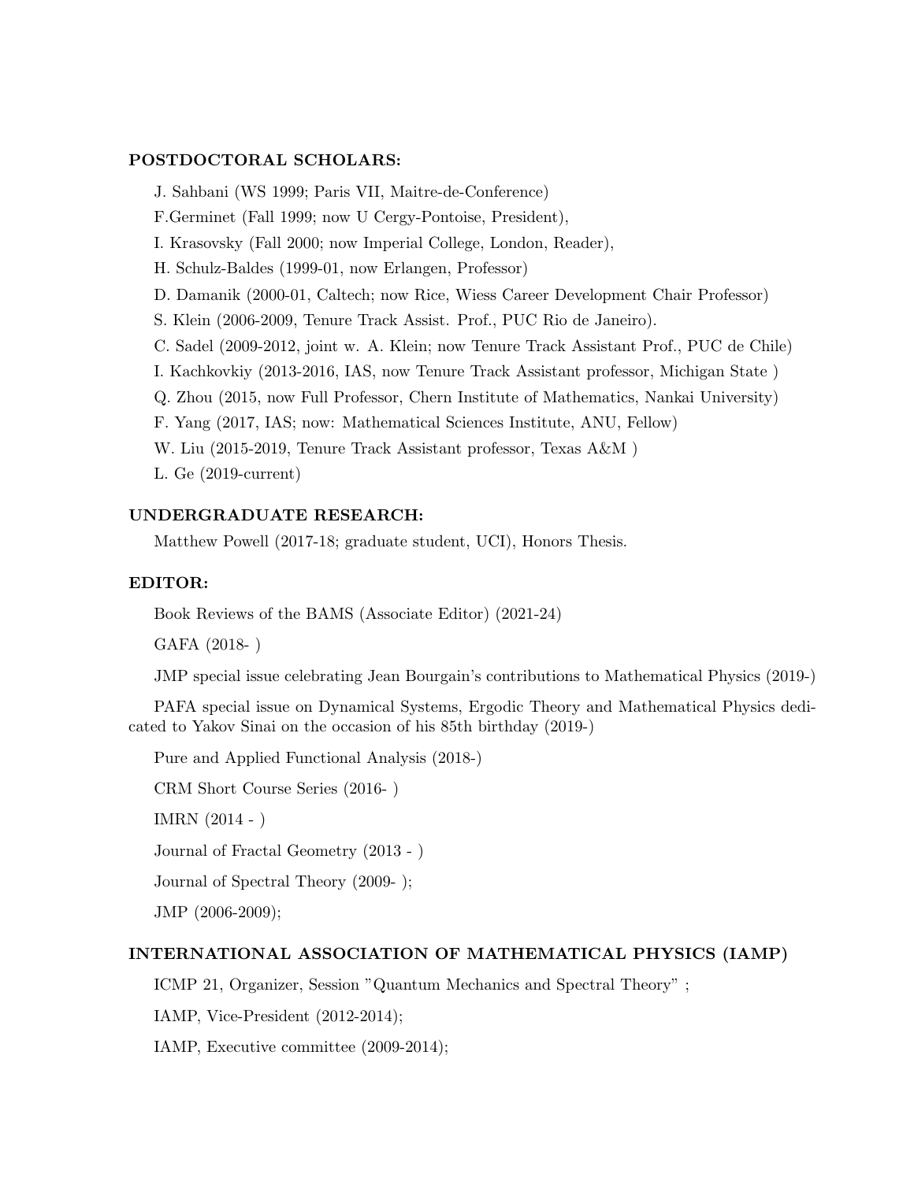**POSTDOCTORAL SCHOLARS:**

J. Sahbani (WS 1999; Paris VII, Maitre-de-Conference)

F.Germinet (Fall 1999; now U Cergy-Pontoise, President),

I. Krasovsky (Fall 2000; now Imperial College, London, Reader),

H. Schulz-Baldes (1999-01, now Erlangen, Professor)

D. Damanik (2000-01, Caltech; now Rice, Wiess Career Development Chair Professor)

S. Klein (2006-2009, Tenure Track Assist. Prof., PUC Rio de Janeiro).

C. Sadel (2009-2012, joint w. A. Klein; now Tenure Track Assistant Prof., PUC de Chile)

I. Kachkovkiy (2013-2016, IAS, now Tenure Track Assistant professor, Michigan State )

Q. Zhou (2015, now Full Professor, Chern Institute of Mathematics, Nankai University)

F. Yang (2017, IAS; now: Mathematical Sciences Institute, ANU, Fellow)

W. Liu (2015-2019, Tenure Track Assistant professor, Texas A&M )

L. Ge (2019-current)

**UNDERGRADUATE RESEARCH:**

Matthew Powell (2017-18; graduate student, UCI), Honors Thesis.

**EDITOR:**

Book Reviews of the BAMS (Associate Editor) (2021-24)

GAFA (2018- )

JMP special issue celebrating Jean Bourgain's contributions to Mathematical Physics (2019-)

PAFA special issue on Dynamical Systems, Ergodic Theory and Mathematical Physics dedicated to Yakov Sinai on the occasion of his 85th birthday (2019-)

Pure and Applied Functional Analysis (2018-)

CRM Short Course Series (2016- )

IMRN (2014 - )

Journal of Fractal Geometry (2013 - )

Journal of Spectral Theory (2009- );

JMP (2006-2009);

**INTERNATIONAL ASSOCIATION OF MATHEMATICAL PHYSICS (IAMP)**

ICMP 21, Organizer, Session "Quantum Mechanics and Spectral Theory" ;

IAMP, Vice-President (2012-2014);

IAMP, Executive committee (2009-2014);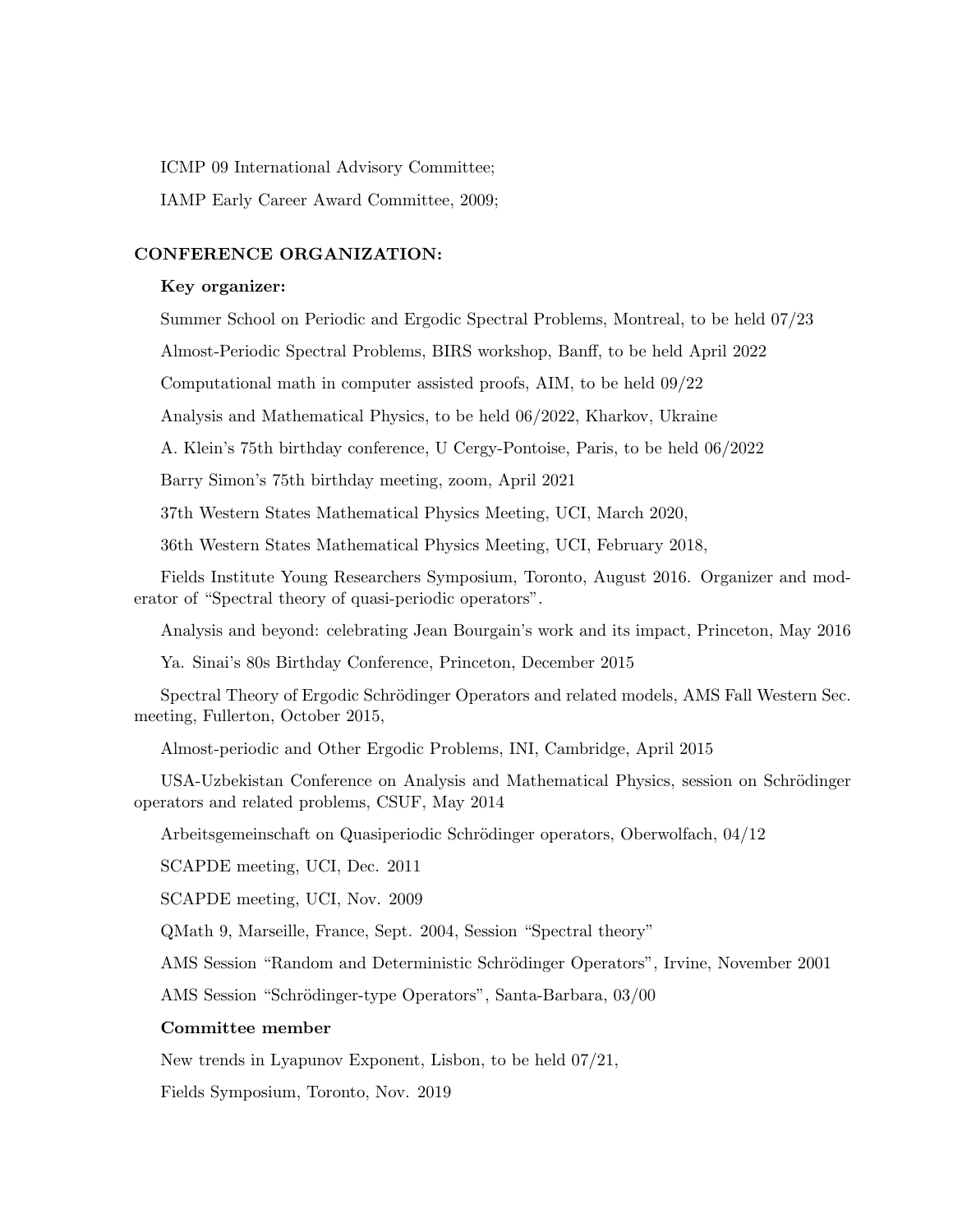ICMP 09 International Advisory Committee;

IAMP Early Career Award Committee, 2009;

## CONFERENCE ORGANIZATION:

**Key organizer:**

Summer School on Periodic and Ergodic Spectral Problems, Montreal, to be held 07/23

Almost-Periodic Spectral Problems, BIRS workshop, Banff, to be held April 2022

Computational math in computer assisted proofs, AIM, to be held 09/22

Analysis and Mathematical Physics, to be held 06/2022, Kharkov, Ukraine

A. Klein's 75th birthday conference, U Cergy-Pontoise, Paris, to be held 06/2022

Barry Simon's 75th birthday meeting, zoom, April 2021

37th Western States Mathematical Physics Meeting, UCI, March 2020,

36th Western States Mathematical Physics Meeting, UCI, February 2018,

Fields Institute Young Researchers Symposium, Toronto, August 2016. Organizer and moderator of "Spectral theory of quasi-periodic operators".

Analysis and beyond: celebrating Jean Bourgain's work and its impact, Princeton, May 2016

Ya. Sinai's 80s Birthday Conference, Princeton, December 2015

Spectral Theory of Ergodic Schrödinger Operators and related models, AMS Fall Western Sec. meeting, Fullerton, October 2015,

Almost-periodic and Other Ergodic Problems, INI, Cambridge, April 2015

USA-Uzbekistan Conference on Analysis and Mathematical Physics, session on Schrödinger operators and related problems, CSUF, May 2014

Arbeitsgemeinschaft on Quasiperiodic Schrödinger operators, Oberwolfach, 04/12

SCAPDE meeting, UCI, Dec. 2011

SCAPDE meeting, UCI, Nov. 2009

QMath 9, Marseille, France, Sept. 2004, Session "Spectral theory"

AMS Session "Random and Deterministic Schrödinger Operators", Irvine, November 2001

AMS Session "Schrödinger-type Operators", Santa-Barbara, 03/00

**Committee member**

New trends in Lyapunov Exponent, Lisbon, to be held 07/21,

Fields Symposium, Toronto, Nov. 2019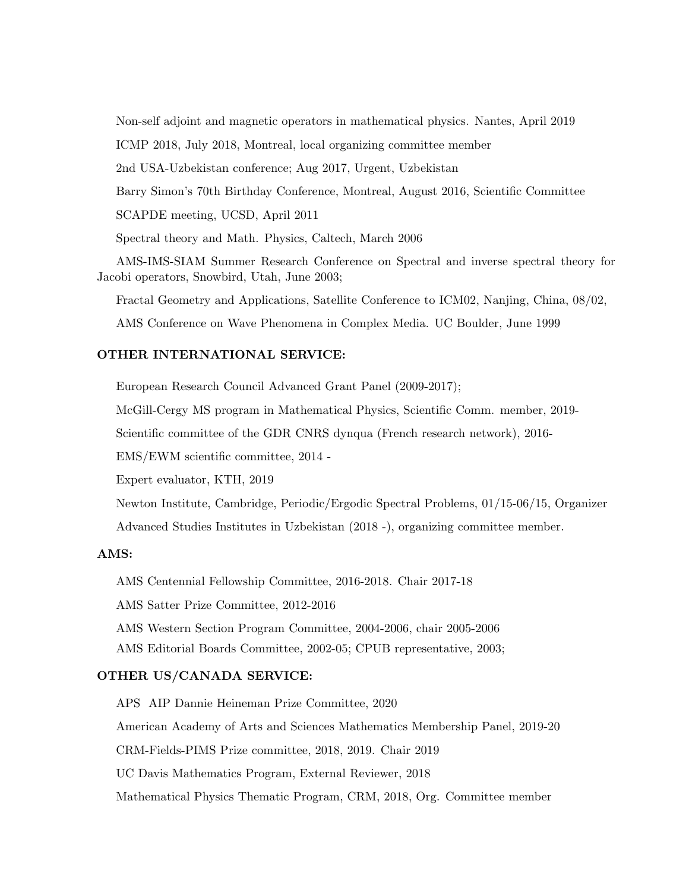Non-self adjoint and magnetic operators in mathematical physics. Nantes, April 2019

ICMP 2018, July 2018, Montreal, local organizing committee member

2nd USA-Uzbekistan conference; Aug 2017, Urgent, Uzbekistan

Barry Simon's 70th Birthday Conference, Montreal, August 2016, Scientific Committee

SCAPDE meeting, UCSD, April 2011

Spectral theory and Math. Physics, Caltech, March 2006

AMS-IMS-SIAM Summer Research Conference on Spectral and inverse spectral theory for Jacobi operators, Snowbird, Utah, June 2003;

Fractal Geometry and Applications, Satellite Conference to ICM02, Nanjing, China, 08/02,

AMS Conference on Wave Phenomena in Complex Media. UC Boulder, June 1999

## OTHER INTERNATIONAL SERVICE:

European Research Council Advanced Grant Panel (2009-2017);

McGill-Cergy MS program in Mathematical Physics, Scientific Comm. member, 2019-

Scientific committee of the GDR CNRS dynqua (French research network), 2016-

EMS/EWM scientific committee, 2014 -

Expert evaluator, KTH, 2019

Newton Institute, Cambridge, Periodic/Ergodic Spectral Problems, 01/15-06/15, Organizer

Advanced Studies Institutes in Uzbekistan (2018 -), organizing committee member.

## AMS:

AMS Centennial Fellowship Committee, 2016-2018. Chair 2017-18

AMS Satter Prize Committee, 2012-2016

AMS Western Section Program Committee, 2004-2006, chair 2005-2006

AMS Editorial Boards Committee, 2002-05; CPUB representative, 2003;

## OTHER US/CANADA SERVICE:

APS AIP Dannie Heineman Prize Committee, 2020

American Academy of Arts and Sciences Mathematics Membership Panel, 2019-20

CRM-Fields-PIMS Prize committee, 2018, 2019. Chair 2019

UC Davis Mathematics Program, External Reviewer, 2018

Mathematical Physics Thematic Program, CRM, 2018, Org. Committee member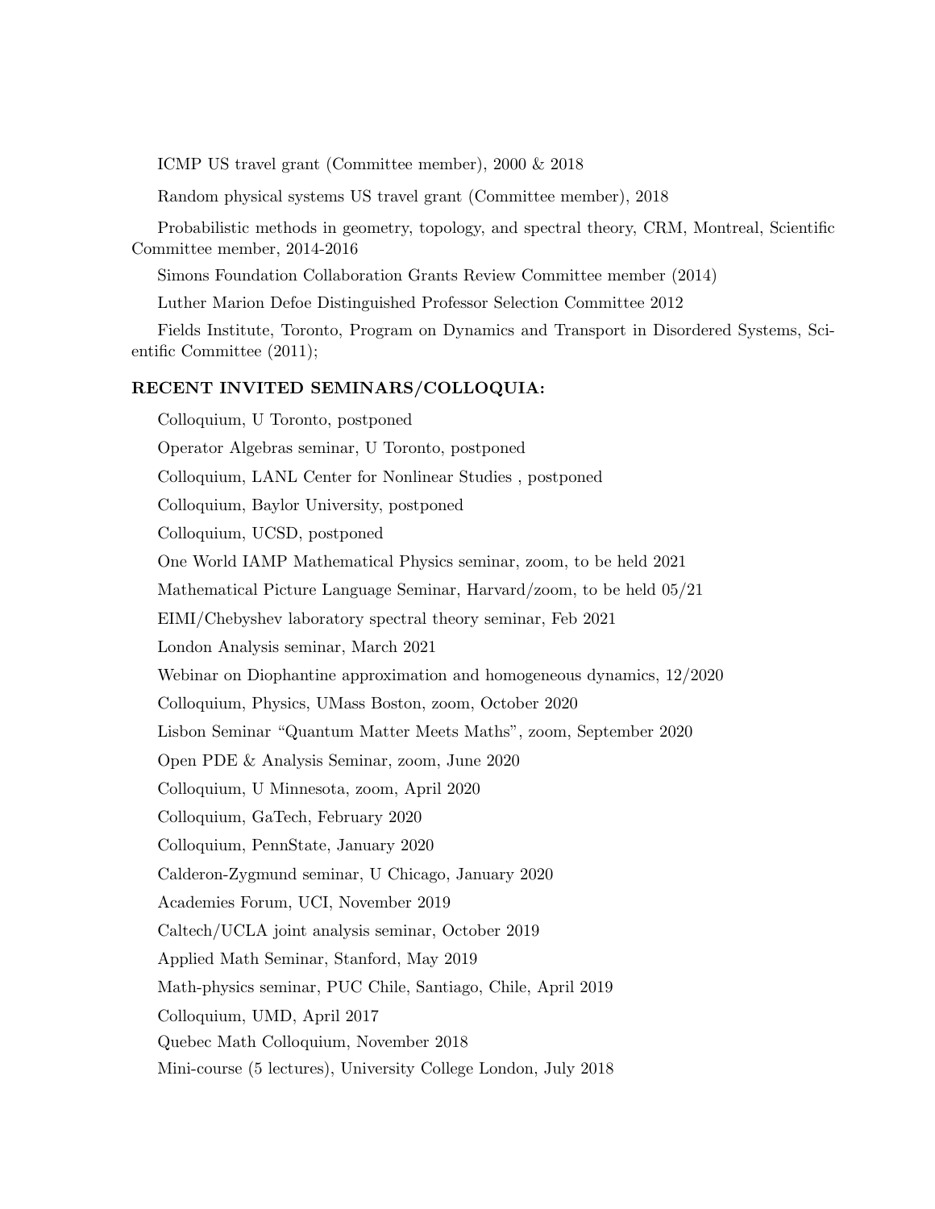ICMP US travel grant (Committee member), 2000 & 2018

Random physical systems US travel grant (Committee member), 2018

Probabilistic methods in geometry, topology, and spectral theory, CRM, Montreal, Scientific Committee member, 2014-2016

Simons Foundation Collaboration Grants Review Committee member (2014)

Luther Marion Defoe Distinguished Professor Selection Committee 2012

Fields Institute, Toronto, Program on Dynamics and Transport in Disordered Systems, Scientific Committee (2011);

**RECENT INVITED SEMINARS/COLLOQUIA:**

Colloquium, U Toronto, postponed

Operator Algebras seminar, U Toronto, postponed

Colloquium, LANL Center for Nonlinear Studies , postponed

Colloquium, Baylor University, postponed

Colloquium, UCSD, postponed

One World IAMP Mathematical Physics seminar, zoom, to be held 2021

Mathematical Picture Language Seminar, Harvard/zoom, to be held 05/21

EIMI/Chebyshev laboratory spectral theory seminar, Feb 2021

London Analysis seminar, March 2021

Webinar on Diophantine approximation and homogeneous dynamics, 12/2020

Colloquium, Physics, UMass Boston, zoom, October 2020

Lisbon Seminar "Quantum Matter Meets Maths", zoom, September 2020

Open PDE & Analysis Seminar, zoom, June 2020

Colloquium, U Minnesota, zoom, April 2020

Colloquium, GaTech, February 2020

Colloquium, PennState, January 2020

Calderon-Zygmund seminar, U Chicago, January 2020

Academies Forum, UCI, November 2019

Caltech/UCLA joint analysis seminar, October 2019

Applied Math Seminar, Stanford, May 2019

Math-physics seminar, PUC Chile, Santiago, Chile, April 2019

Colloquium, UMD, April 2017

Quebec Math Colloquium, November 2018

Mini-course (5 lectures), University College London, July 2018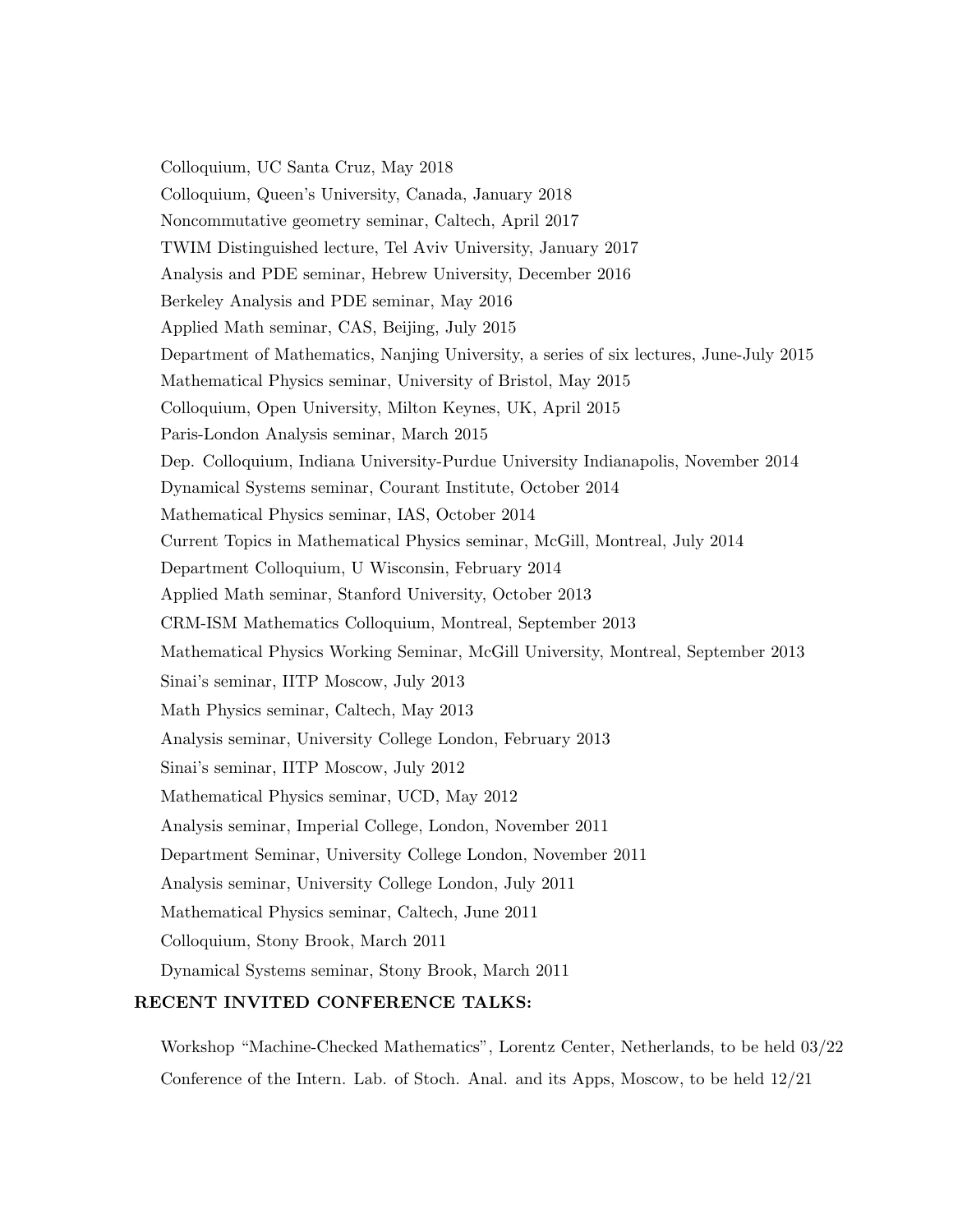Colloquium, UC Santa Cruz, May 2018

Colloquium, Queen's University, Canada, January 2018

Noncommutative geometry seminar, Caltech, April 2017

TWIM Distinguished lecture, Tel Aviv University, January 2017

Analysis and PDE seminar, Hebrew University, December 2016

Berkeley Analysis and PDE seminar, May 2016

Applied Math seminar, CAS, Beijing, July 2015

Department of Mathematics, Nanjing University, a series of six lectures, June-July 2015

Mathematical Physics seminar, University of Bristol, May 2015

Colloquium, Open University, Milton Keynes, UK, April 2015

Paris-London Analysis seminar, March 2015

Dep. Colloquium, Indiana University-Purdue University Indianapolis, November 2014

Dynamical Systems seminar, Courant Institute, October 2014

Mathematical Physics seminar, IAS, October 2014

Current Topics in Mathematical Physics seminar, McGill, Montreal, July 2014

Department Colloquium, U Wisconsin, February 2014

Applied Math seminar, Stanford University, October 2013

CRM-ISM Mathematics Colloquium, Montreal, September 2013

Mathematical Physics Working Seminar, McGill University, Montreal, September 2013

Sinai's seminar, IITP Moscow, July 2013

Math Physics seminar, Caltech, May 2013

Analysis seminar, University College London, February 2013

Sinai's seminar, IITP Moscow, July 2012

Mathematical Physics seminar, UCD, May 2012

Analysis seminar, Imperial College, London, November 2011

Department Seminar, University College London, November 2011

Analysis seminar, University College London, July 2011

Mathematical Physics seminar, Caltech, June 2011

Colloquium, Stony Brook, March 2011

Dynamical Systems seminar, Stony Brook, March 2011

**RECENT INVITED CONFERENCE TALKS:**

Workshop "Machine-Checked Mathematics", Lorentz Center, Netherlands, to be held 03/22

Conference of the Intern. Lab. of Stoch. Anal. and its Apps, Moscow, to be held 12/21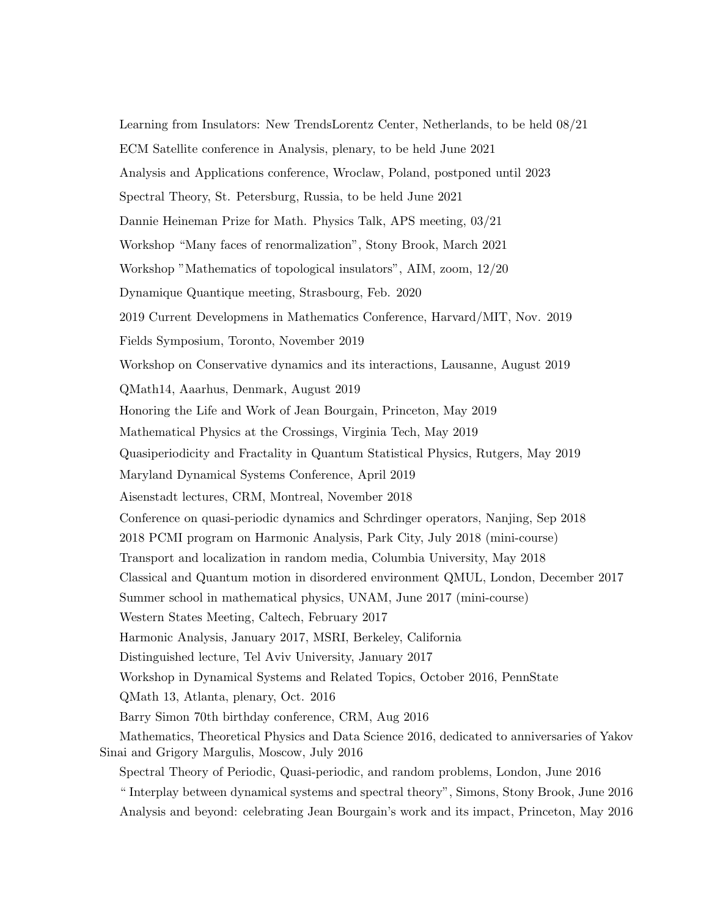Learning from Insulators: New TrendsLorentz Center, Netherlands, to be held 08/21

ECM Satellite conference in Analysis, plenary, to be held June 2021

Analysis and Applications conference, Wroclaw, Poland, postponed until 2023

Spectral Theory, St. Petersburg, Russia, to be held June 2021

Dannie Heineman Prize for Math. Physics Talk, APS meeting, 03/21

Workshop “Many faces of renormalization”, Stony Brook, March 2021

Workshop "Mathematics of topological insulators”, AIM, zoom, 12/20

Dynamique Quantique meeting, Strasbourg, Feb. 2020

2019 Current Developmens in Mathematics Conference, Harvard/MIT, Nov. 2019

Fields Symposium, Toronto, November 2019

Workshop on Conservative dynamics and its interactions, Lausanne, August 2019

QMath14, Aaarhus, Denmark, August 2019

Honoring the Life and Work of Jean Bourgain, Princeton, May 2019

Mathematical Physics at the Crossings, Virginia Tech, May 2019

Quasiperiodicity and Fractality in Quantum Statistical Physics, Rutgers, May 2019

Maryland Dynamical Systems Conference, April 2019

Aisenstadt lectures, CRM, Montreal, November 2018

Conference on quasi-periodic dynamics and Schrdinger operators, Nanjing, Sep 2018

2018 PCMI program on Harmonic Analysis, Park City, July 2018 (mini-course)

Transport and localization in random media, Columbia University, May 2018

Classical and Quantum motion in disordered environment QMUL, London, December 2017

Summer school in mathematical physics, UNAM, June 2017 (mini-course)

Western States Meeting, Caltech, February 2017

Harmonic Analysis, January 2017, MSRI, Berkeley, California

Distinguished lecture, Tel Aviv University, January 2017

Workshop in Dynamical Systems and Related Topics, October 2016, PennState

QMath 13, Atlanta, plenary, Oct. 2016

Barry Simon 70th birthday conference, CRM, Aug 2016

Mathematics, Theoretical Physics and Data Science 2016, dedicated to anniversaries of Yakov Sinai and Grigory Margulis, Moscow, July 2016

Spectral Theory of Periodic, Quasi-periodic, and random problems, London, June 2016

“ Interplay between dynamical systems and spectral theory”, Simons, Stony Brook, June 2016

Analysis and beyond: celebrating Jean Bourgain’s work and its impact, Princeton, May 2016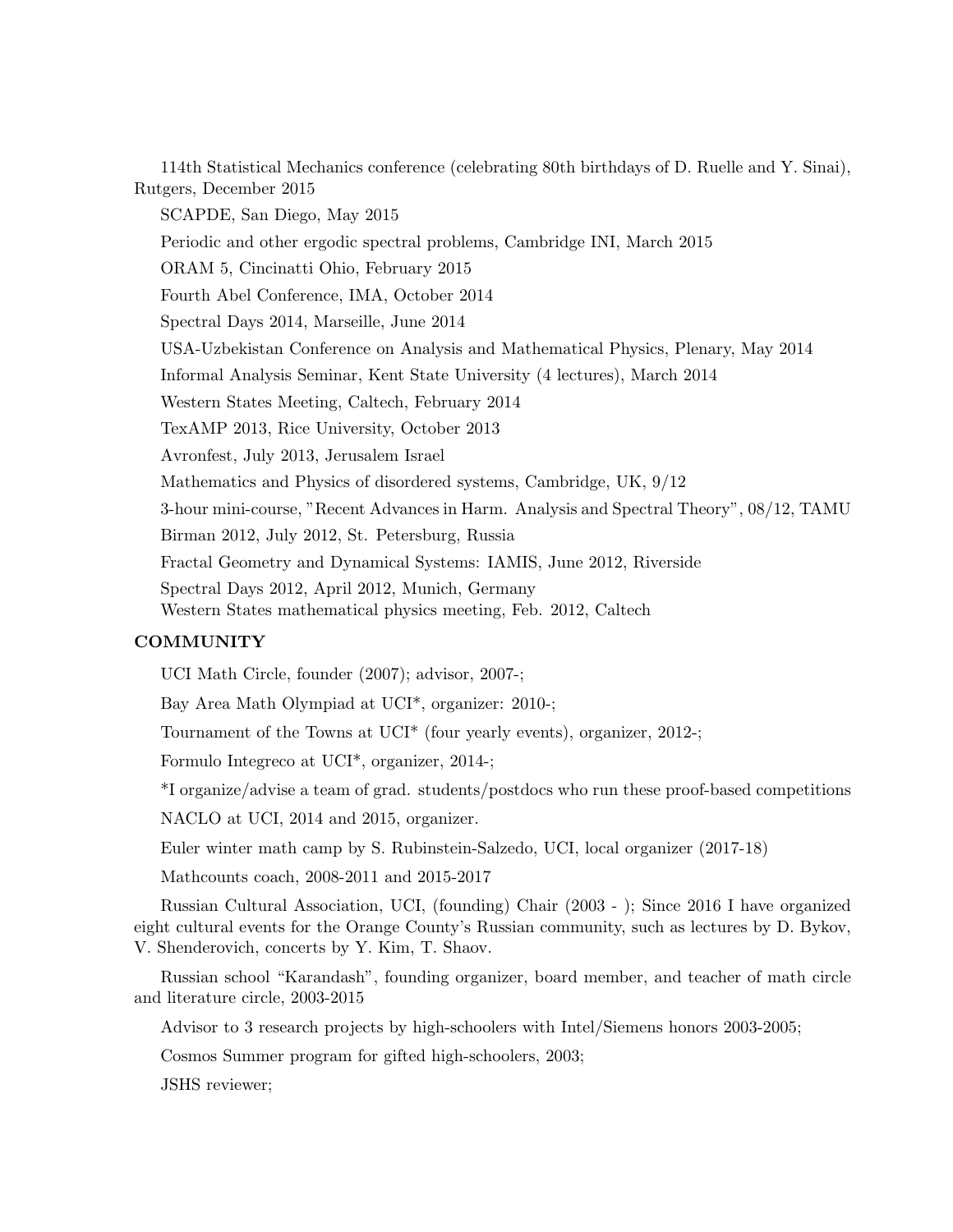114th Statistical Mechanics conference (celebrating 80th birthdays of D. Ruelle and Y. Sinai), Rutgers, December 2015

SCAPDE, San Diego, May 2015

Periodic and other ergodic spectral problems, Cambridge INI, March 2015

ORAM 5, Cincinatti Ohio, February 2015

Fourth Abel Conference, IMA, October 2014

Spectral Days 2014, Marseille, June 2014

USA-Uzbekistan Conference on Analysis and Mathematical Physics, Plenary, May 2014

Informal Analysis Seminar, Kent State University (4 lectures), March 2014

Western States Meeting, Caltech, February 2014

TexAMP 2013, Rice University, October 2013

Avronfest, July 2013, Jerusalem Israel

Mathematics and Physics of disordered systems, Cambridge, UK, 9/12

3-hour mini-course, "Recent Advances in Harm. Analysis and Spectral Theory", 08/12, TAMU

Birman 2012, July 2012, St. Petersburg, Russia

Fractal Geometry and Dynamical Systems: IAMIS, June 2012, Riverside

Spectral Days 2012, April 2012, Munich, Germany

Western States mathematical physics meeting, Feb. 2012, Caltech

**COMMUNITY**

UCI Math Circle, founder (2007); advisor, 2007-;

Bay Area Math Olympiad at UCI*, organizer: 2010-;

Tournament of the Towns at UCI* (four yearly events), organizer, 2012-;

Formulo Integreco at UCI*, organizer, 2014-;

*I organize/advise a team of grad. students/postdocs who run these proof-based competitions

NACLO at UCI, 2014 and 2015, organizer.

Euler winter math camp by S. Rubinstein-Salzedo, UCI, local organizer (2017-18)

Mathcounts coach, 2008-2011 and 2015-2017

Russian Cultural Association, UCI, (founding) Chair (2003 - ); Since 2016 I have organized eight cultural events for the Orange County's Russian community, such as lectures by D. Bykov, V. Shenderovich, concerts by Y. Kim, T. Shaov.

Russian school "Karandash", founding organizer, board member, and teacher of math circle and literature circle, 2003-2015

Advisor to 3 research projects by high-schoolers with Intel/Siemens honors 2003-2005;

Cosmos Summer program for gifted high-schoolers, 2003;

JSHS reviewer;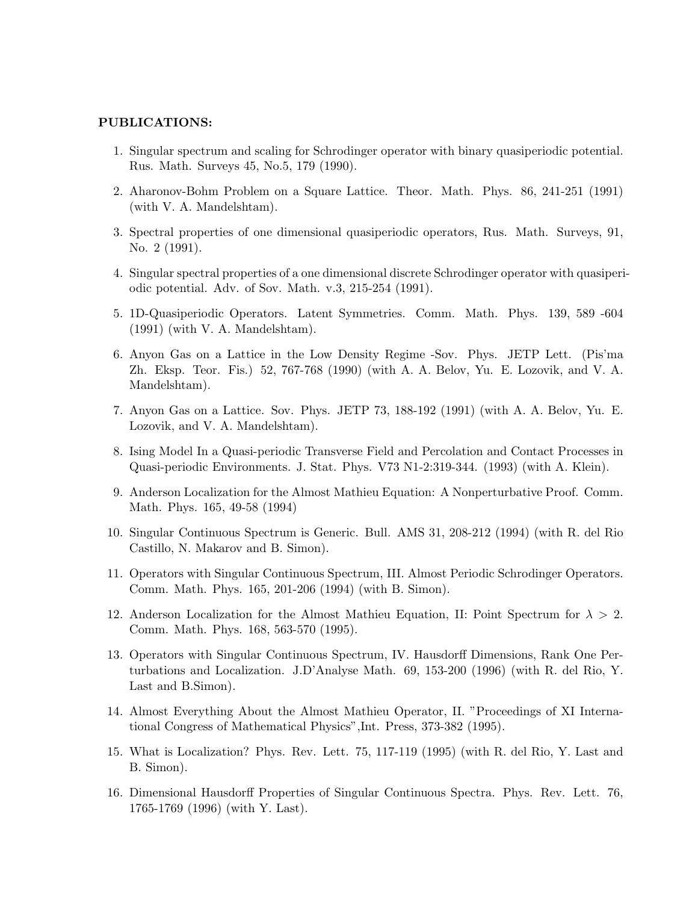**PUBLICATIONS:**

1. Singular spectrum and scaling for Schrodinger operator with binary quasiperiodic potential. Rus. Math. Surveys 45, No.5, 179 (1990).

2. Aharonov-Bohm Problem on a Square Lattice. Theor. Math. Phys. 86, 241-251 (1991) (with V. A. Mandelshtam).

3. Spectral properties of one dimensional quasiperiodic operators, Rus. Math. Surveys, 91, No. 2 (1991).

4. Singular spectral properties of a one dimensional discrete Schrodinger operator with quasiperiodic potential. Adv. of Sov. Math. v.3, 215-254 (1991).

5. 1D-Quasiperiodic Operators. Latent Symmetries. Comm. Math. Phys. 139, 589 -604 (1991) (with V. A. Mandelshtam).

6. Anyon Gas on a Lattice in the Low Density Regime -Sov. Phys. JETP Lett. (Pis'ma Zh. Eksp. Teor. Fis.) 52, 767-768 (1990) (with A. A. Belov, Yu. E. Lozovik, and V. A. Mandelshtam).

7. Anyon Gas on a Lattice. Sov. Phys. JETP 73, 188-192 (1991) (with A. A. Belov, Yu. E. Lozovik, and V. A. Mandelshtam).

8. Ising Model In a Quasi-periodic Transverse Field and Percolation and Contact Processes in Quasi-periodic Environments. J. Stat. Phys. V73 N1-2:319-344. (1993) (with A. Klein).

9. Anderson Localization for the Almost Mathieu Equation: A Nonperturbative Proof. Comm. Math. Phys. 165, 49-58 (1994)

10. Singular Continuous Spectrum is Generic. Bull. AMS 31, 208-212 (1994) (with R. del Rio Castillo, N. Makarov and B. Simon).

11. Operators with Singular Continuous Spectrum, III. Almost Periodic Schrodinger Operators. Comm. Math. Phys. 165, 201-206 (1994) (with B. Simon).

12. Anderson Localization for the Almost Mathieu Equation, II: Point Spectrum for $\lambda > 2$. Comm. Math. Phys. 168, 563-570 (1995).

13. Operators with Singular Continuous Spectrum, IV. Hausdorff Dimensions, Rank One Perturbations and Localization. J.D'Analyse Math. 69, 153-200 (1996) (with R. del Rio, Y. Last and B.Simon).

14. Almost Everything About the Almost Mathieu Operator, II. "Proceedings of XI International Congress of Mathematical Physics",Int. Press, 373-382 (1995).

15. What is Localization? Phys. Rev. Lett. 75, 117-119 (1995) (with R. del Rio, Y. Last and B. Simon).

16. Dimensional Hausdorff Properties of Singular Continuous Spectra. Phys. Rev. Lett. 76, 1765-1769 (1996) (with Y. Last).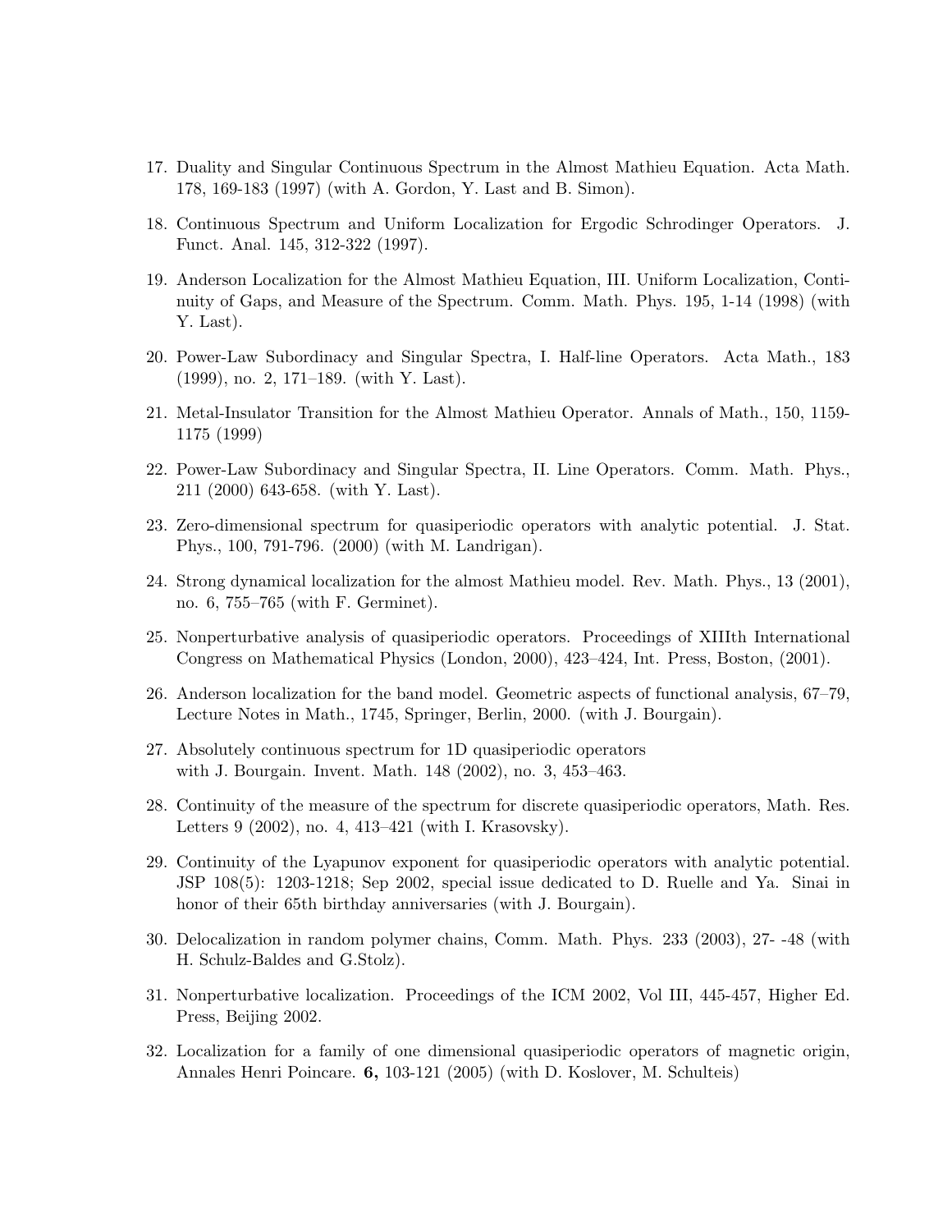17. Duality and Singular Continuous Spectrum in the Almost Mathieu Equation. Acta Math. 178, 169-183 (1997) (with A. Gordon, Y. Last and B. Simon).

18. Continuous Spectrum and Uniform Localization for Ergodic Schrodinger Operators. J. Funct. Anal. 145, 312-322 (1997).

19. Anderson Localization for the Almost Mathieu Equation, III. Uniform Localization, Continuity of Gaps, and Measure of the Spectrum. Comm. Math. Phys. 195, 1-14 (1998) (with Y. Last).

20. Power-Law Subordinacy and Singular Spectra, I. Half-line Operators. Acta Math., 183 (1999), no. 2, 171–189. (with Y. Last).

21. Metal-Insulator Transition for the Almost Mathieu Operator. Annals of Math., 150, 1159-1175 (1999)

22. Power-Law Subordinacy and Singular Spectra, II. Line Operators. Comm. Math. Phys., 211 (2000) 643-658. (with Y. Last).

23. Zero-dimensional spectrum for quasiperiodic operators with analytic potential. J. Stat. Phys., 100, 791-796. (2000) (with M. Landrigan).

24. Strong dynamical localization for the almost Mathieu model. Rev. Math. Phys., 13 (2001), no. 6, 755–765 (with F. Germinet).

25. Nonperturbative analysis of quasiperiodic operators. Proceedings of XIIIth International Congress on Mathematical Physics (London, 2000), 423–424, Int. Press, Boston, (2001).

26. Anderson localization for the band model. Geometric aspects of functional analysis, 67–79, Lecture Notes in Math., 1745, Springer, Berlin, 2000. (with J. Bourgain).

27. Absolutely continuous spectrum for 1D quasiperiodic operators with J. Bourgain. Invent. Math. 148 (2002), no. 3, 453–463.

28. Continuity of the measure of the spectrum for discrete quasiperiodic operators, Math. Res. Letters 9 (2002), no. 4, 413–421 (with I. Krasovsky).

29. Continuity of the Lyapunov exponent for quasiperiodic operators with analytic potential. JSP 108(5): 1203-1218; Sep 2002, special issue dedicated to D. Ruelle and Ya. Sinai in honor of their 65th birthday anniversaries (with J. Bourgain).

30. Delocalization in random polymer chains, Comm. Math. Phys. 233 (2003), 27- -48 (with H. Schulz-Baldes and G.Stolz).

31. Nonperturbative localization. Proceedings of the ICM 2002, Vol III, 445-457, Higher Ed. Press, Beijing 2002.

32. Localization for a family of one dimensional quasiperiodic operators of magnetic origin, Annales Henri Poincare. **6,** 103-121 (2005) (with D. Koslover, M. Schulteis)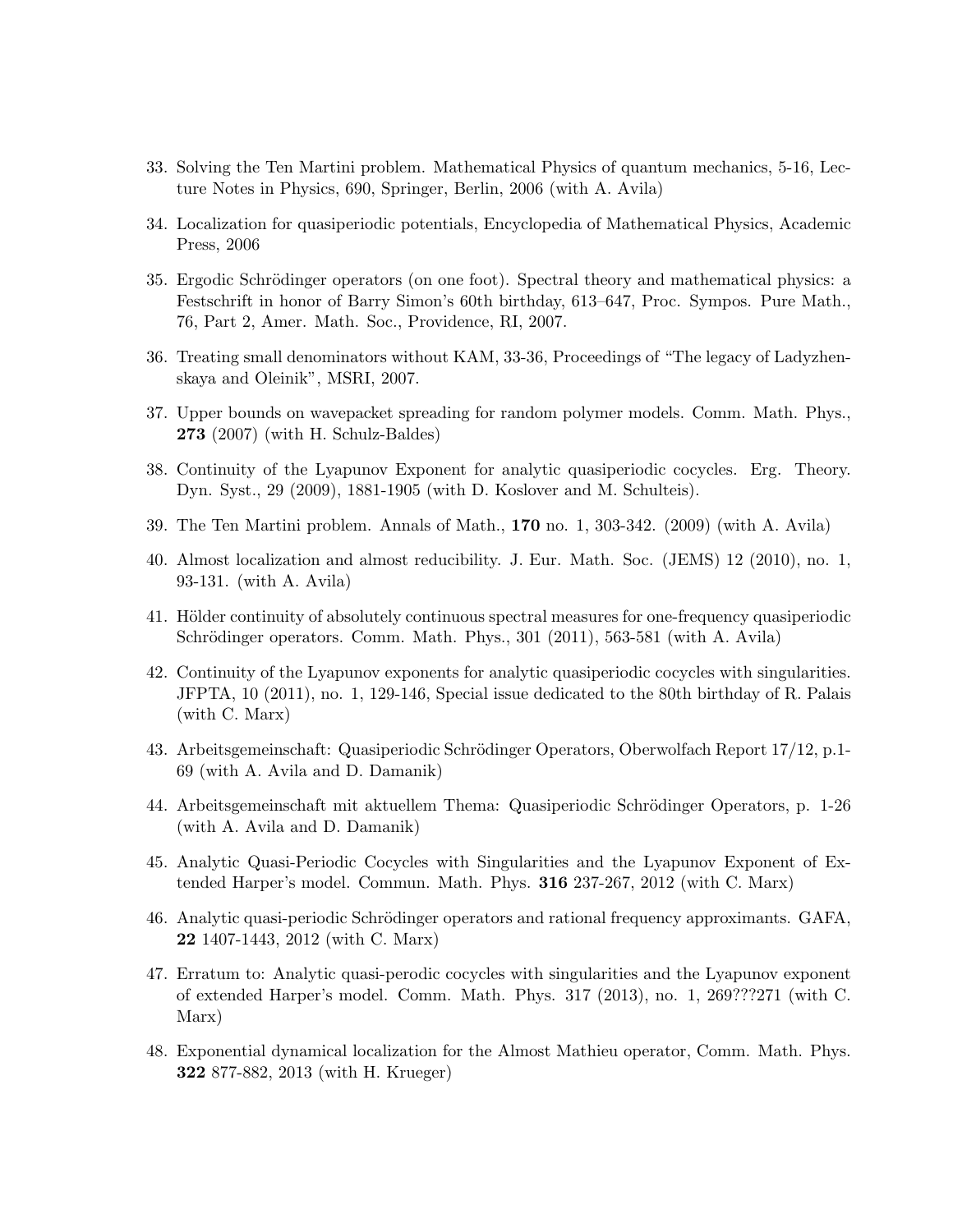33. Solving the Ten Martini problem. Mathematical Physics of quantum mechanics, 5-16, Lecture Notes in Physics, 690, Springer, Berlin, 2006 (with A. Avila)

34. Localization for quasiperiodic potentials, Encyclopedia of Mathematical Physics, Academic Press, 2006

35. Ergodic Schrödinger operators (on one foot). Spectral theory and mathematical physics: a Festschrift in honor of Barry Simon's 60th birthday, 613–647, Proc. Sympos. Pure Math., 76, Part 2, Amer. Math. Soc., Providence, RI, 2007.

36. Treating small denominators without KAM, 33-36, Proceedings of "The legacy of Ladyzhenskaya and Oleinik", MSRI, 2007.

37. Upper bounds on wavepacket spreading for random polymer models. Comm. Math. Phys., **273** (2007) (with H. Schulz-Baldes)

38. Continuity of the Lyapunov Exponent for analytic quasiperiodic cocycles. Erg. Theory. Dyn. Syst., 29 (2009), 1881-1905 (with D. Koslover and M. Schulteis).

39. The Ten Martini problem. Annals of Math., **170** no. 1, 303-342. (2009) (with A. Avila)

40. Almost localization and almost reducibility. J. Eur. Math. Soc. (JEMS) 12 (2010), no. 1, 93-131. (with A. Avila)

41. Hölder continuity of absolutely continuous spectral measures for one-frequency quasiperiodic Schrödinger operators. Comm. Math. Phys., 301 (2011), 563-581 (with A. Avila)

42. Continuity of the Lyapunov exponents for analytic quasiperiodic cocycles with singularities. JFPTA, 10 (2011), no. 1, 129-146, Special issue dedicated to the 80th birthday of R. Palais (with C. Marx)

43. Arbeitsgemeinschaft: Quasiperiodic Schrödinger Operators, Oberwolfach Report 17/12, p.1-69 (with A. Avila and D. Damanik)

44. Arbeitsgemeinschaft mit aktuellem Thema: Quasiperiodic Schrödinger Operators, p. 1-26 (with A. Avila and D. Damanik)

45. Analytic Quasi-Periodic Cocycles with Singularities and the Lyapunov Exponent of Extended Harper's model. Commun. Math. Phys. **316** 237-267, 2012 (with C. Marx)

46. Analytic quasi-periodic Schrödinger operators and rational frequency approximants. GAFA, **22** 1407-1443, 2012 (with C. Marx)

47. Erratum to: Analytic quasi-perodic cocycles with singularities and the Lyapunov exponent of extended Harper's model. Comm. Math. Phys. 317 (2013), no. 1, 269???271 (with C. Marx)

48. Exponential dynamical localization for the Almost Mathieu operator, Comm. Math. Phys. **322** 877-882, 2013 (with H. Krueger)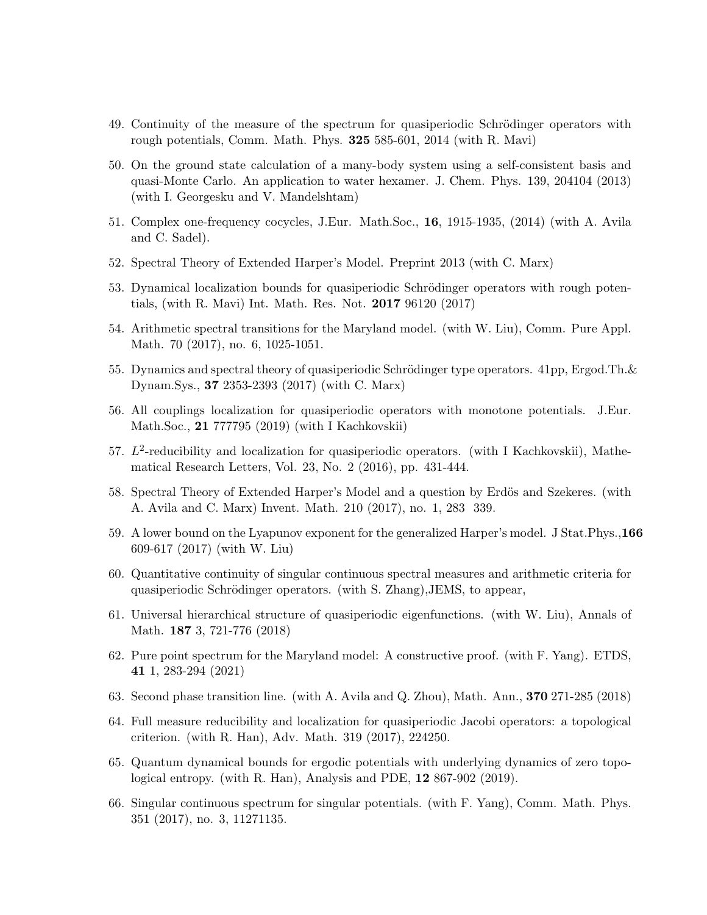49. Continuity of the measure of the spectrum for quasiperiodic Schrödinger operators with rough potentials, Comm. Math. Phys. **325** 585-601, 2014 (with R. Mavi)

50. On the ground state calculation of a many-body system using a self-consistent basis and quasi-Monte Carlo. An application to water hexamer. J. Chem. Phys. 139, 204104 (2013) (with I. Georgesku and V. Mandelshtam)

51. Complex one-frequency cocycles, J.Eur. Math.Soc., **16**, 1915-1935, (2014) (with A. Avila and C. Sadel).

52. Spectral Theory of Extended Harper's Model. Preprint 2013 (with C. Marx)

53. Dynamical localization bounds for quasiperiodic Schrödinger operators with rough potentials, (with R. Mavi) Int. Math. Res. Not. **2017** 96120 (2017)

54. Arithmetic spectral transitions for the Maryland model. (with W. Liu), Comm. Pure Appl. Math. 70 (2017), no. 6, 1025-1051.

55. Dynamics and spectral theory of quasiperiodic Schrödinger type operators. 41pp, Ergod.Th.& Dynam.Sys., **37** 2353-2393 (2017) (with C. Marx)

56. All couplings localization for quasiperiodic operators with monotone potentials. J.Eur. Math.Soc., **21** 777795 (2019) (with I Kachkovskii)

57. $L^2$-reducibility and localization for quasiperiodic operators. (with I Kachkovskii), Mathematical Research Letters, Vol. 23, No. 2 (2016), pp. 431-444.

58. Spectral Theory of Extended Harper's Model and a question by Erdös and Szekeres. (with A. Avila and C. Marx) Invent. Math. 210 (2017), no. 1, 283 339.

59. A lower bound on the Lyapunov exponent for the generalized Harper's model. J Stat.Phys.,**166** 609-617 (2017) (with W. Liu)

60. Quantitative continuity of singular continuous spectral measures and arithmetic criteria for quasiperiodic Schrödinger operators. (with S. Zhang),JEMS, to appear,

61. Universal hierarchical structure of quasiperiodic eigenfunctions. (with W. Liu), Annals of Math. **187** 3, 721-776 (2018)

62. Pure point spectrum for the Maryland model: A constructive proof. (with F. Yang). ETDS, **41** 1, 283-294 (2021)

63. Second phase transition line. (with A. Avila and Q. Zhou), Math. Ann., **370** 271-285 (2018)

64. Full measure reducibility and localization for quasiperiodic Jacobi operators: a topological criterion. (with R. Han), Adv. Math. 319 (2017), 224250.

65. Quantum dynamical bounds for ergodic potentials with underlying dynamics of zero topological entropy. (with R. Han), Analysis and PDE, **12** 867-902 (2019).

66. Singular continuous spectrum for singular potentials. (with F. Yang), Comm. Math. Phys. 351 (2017), no. 3, 11271135.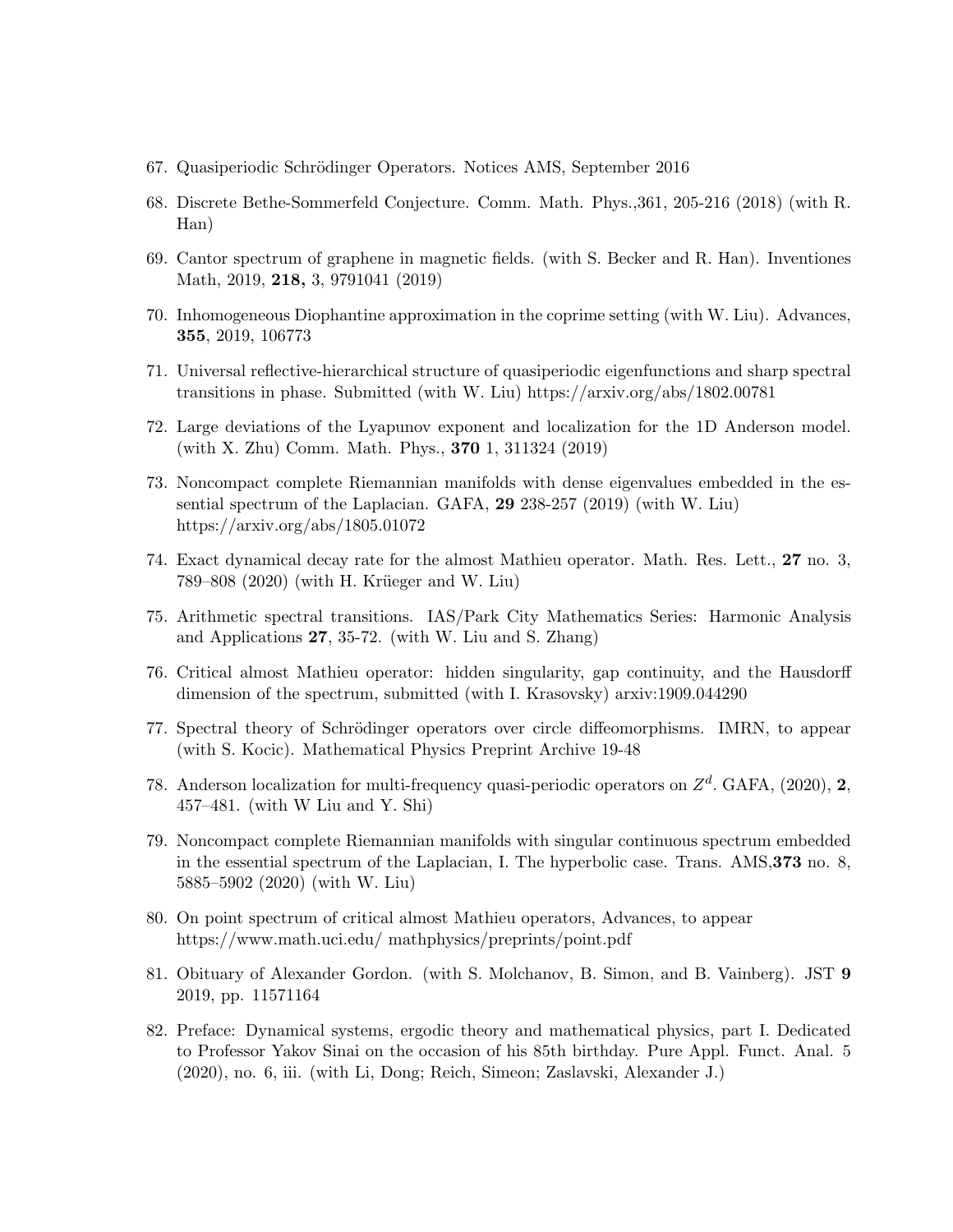67. Quasiperiodic Schrödinger Operators. Notices AMS, September 2016

68. Discrete Bethe-Sommerfeld Conjecture. Comm. Math. Phys.,361, 205-216 (2018) (with R. Han)

69. Cantor spectrum of graphene in magnetic fields. (with S. Becker and R. Han). Inventiones Math, 2019, **218,** 3, 9791041 (2019)

70. Inhomogeneous Diophantine approximation in the coprime setting (with W. Liu). Advances, **355**, 2019, 106773

71. Universal reflective-hierarchical structure of quasiperiodic eigenfunctions and sharp spectral transitions in phase. Submitted (with W. Liu) https://arxiv.org/abs/1802.00781

72. Large deviations of the Lyapunov exponent and localization for the 1D Anderson model. (with X. Zhu) Comm. Math. Phys., **370** 1, 311324 (2019)

73. Noncompact complete Riemannian manifolds with dense eigenvalues embedded in the essential spectrum of the Laplacian. GAFA, **29** 238-257 (2019) (with W. Liu) https://arxiv.org/abs/1805.01072

74. Exact dynamical decay rate for the almost Mathieu operator. Math. Res. Lett., **27** no. 3, 789–808 (2020) (with H. Krüeger and W. Liu)

75. Arithmetic spectral transitions. IAS/Park City Mathematics Series: Harmonic Analysis and Applications **27**, 35-72. (with W. Liu and S. Zhang)

76. Critical almost Mathieu operator: hidden singularity, gap continuity, and the Hausdorff dimension of the spectrum, submitted (with I. Krasovsky) arxiv:1909.044290

77. Spectral theory of Schrödinger operators over circle diffeomorphisms. IMRN, to appear (with S. Kocic). Mathematical Physics Preprint Archive 19-48

78. Anderson localization for multi-frequency quasi-periodic operators on $Z^d$. GAFA, (2020), **2**, 457–481. (with W Liu and Y. Shi)

79. Noncompact complete Riemannian manifolds with singular continuous spectrum embedded in the essential spectrum of the Laplacian, I. The hyperbolic case. Trans. AMS,**373** no. 8, 5885–5902 (2020) (with W. Liu)

80. On point spectrum of critical almost Mathieu operators, Advances, to appear https://www.math.uci.edu/ mathphysics/preprints/point.pdf

81. Obituary of Alexander Gordon. (with S. Molchanov, B. Simon, and B. Vainberg). JST **9** 2019, pp. 11571164

82. Preface: Dynamical systems, ergodic theory and mathematical physics, part I. Dedicated to Professor Yakov Sinai on the occasion of his 85th birthday. Pure Appl. Funct. Anal. 5 (2020), no. 6, iii. (with Li, Dong; Reich, Simeon; Zaslavski, Alexander J.)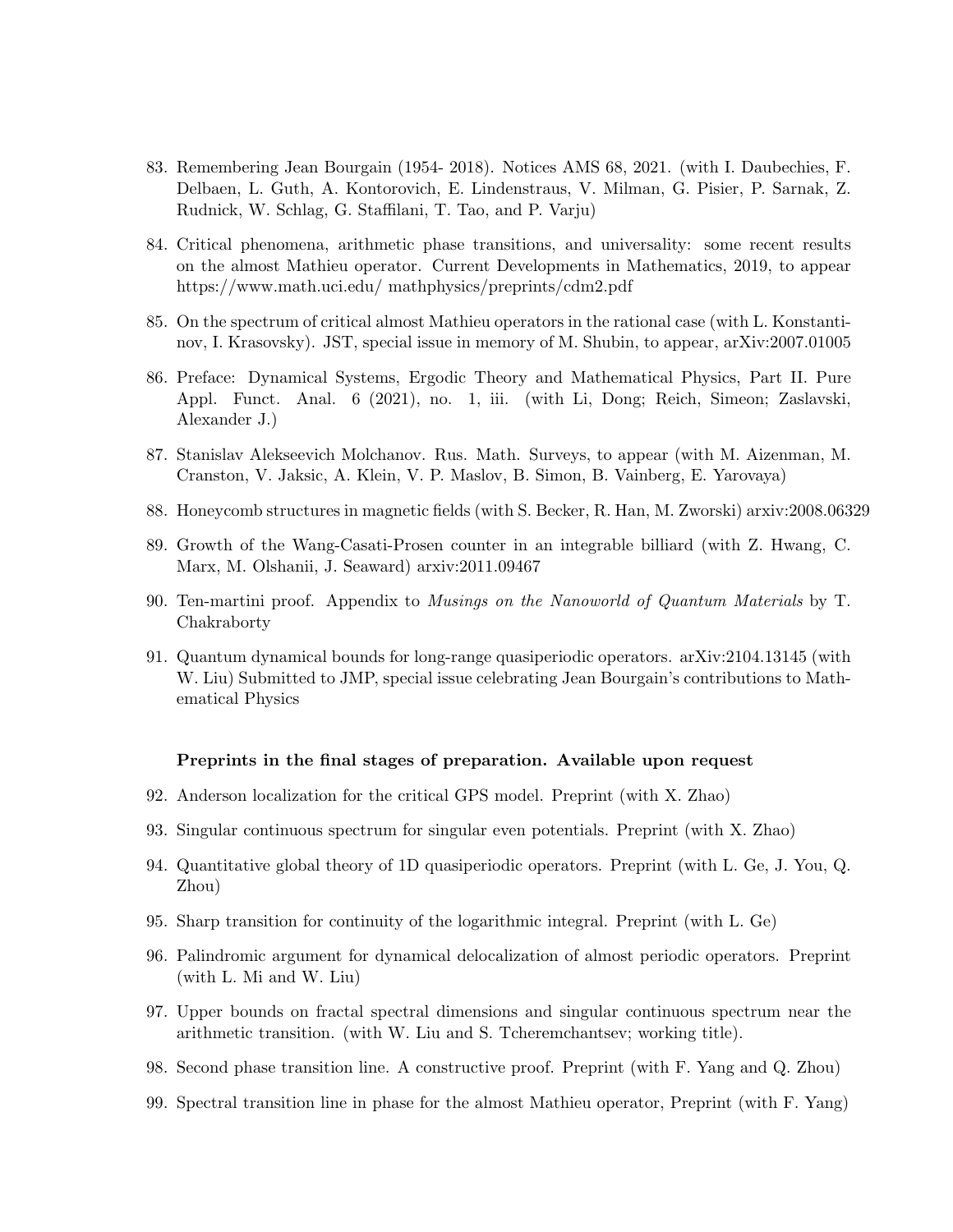83. Remembering Jean Bourgain (1954- 2018). Notices AMS 68, 2021. (with I. Daubechies, F. Delbaen, L. Guth, A. Kontorovich, E. Lindenstraus, V. Milman, G. Pisier, P. Sarnak, Z. Rudnick, W. Schlag, G. Staffilani, T. Tao, and P. Varju)

84. Critical phenomena, arithmetic phase transitions, and universality: some recent results on the almost Mathieu operator. Current Developments in Mathematics, 2019, to appear https://www.math.uci.edu/ mathphysics/preprints/cdm2.pdf

85. On the spectrum of critical almost Mathieu operators in the rational case (with L. Konstantinov, I. Krasovsky). JST, special issue in memory of M. Shubin, to appear, arXiv:2007.01005

86. Preface: Dynamical Systems, Ergodic Theory and Mathematical Physics, Part II. Pure Appl. Funct. Anal. 6 (2021), no. 1, iii. (with Li, Dong; Reich, Simeon; Zaslavski, Alexander J.)

87. Stanislav Alekseevich Molchanov. Rus. Math. Surveys, to appear (with M. Aizenman, M. Cranston, V. Jaksic, A. Klein, V. P. Maslov, B. Simon, B. Vainberg, E. Yarovaya)

88. Honeycomb structures in magnetic fields (with S. Becker, R. Han, M. Zworski) arxiv:2008.06329

89. Growth of the Wang-Casati-Prosen counter in an integrable billiard (with Z. Hwang, C. Marx, M. Olshanii, J. Seaward) arxiv:2011.09467

90. Ten-martini proof. Appendix to *Musings on the Nanoworld of Quantum Materials* by T. Chakraborty

91. Quantum dynamical bounds for long-range quasiperiodic operators. arXiv:2104.13145 (with W. Liu) Submitted to JMP, special issue celebrating Jean Bourgain's contributions to Mathematical Physics

**Preprints in the final stages of preparation. Available upon request**

92. Anderson localization for the critical GPS model. Preprint (with X. Zhao)

93. Singular continuous spectrum for singular even potentials. Preprint (with X. Zhao)

94. Quantitative global theory of 1D quasiperiodic operators. Preprint (with L. Ge, J. You, Q. Zhou)

95. Sharp transition for continuity of the logarithmic integral. Preprint (with L. Ge)

96. Palindromic argument for dynamical delocalization of almost periodic operators. Preprint (with L. Mi and W. Liu)

97. Upper bounds on fractal spectral dimensions and singular continuous spectrum near the arithmetic transition. (with W. Liu and S. Tcheremchantsev; working title).

98. Second phase transition line. A constructive proof. Preprint (with F. Yang and Q. Zhou)

99. Spectral transition line in phase for the almost Mathieu operator, Preprint (with F. Yang)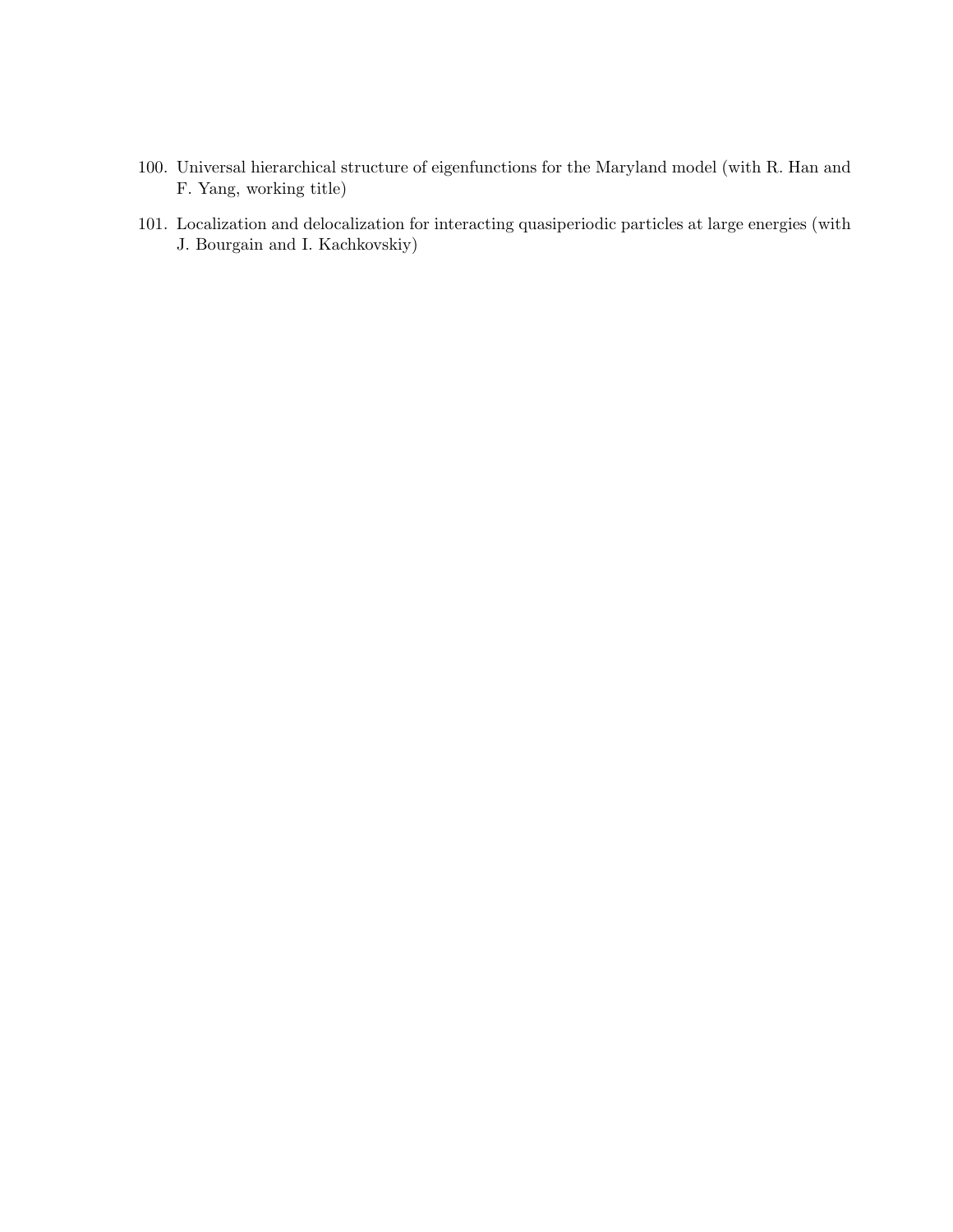100. Universal hierarchical structure of eigenfunctions for the Maryland model (with R. Han and F. Yang, working title)

101. Localization and delocalization for interacting quasiperiodic particles at large energies (with J. Bourgain and I. Kachkovskiy)